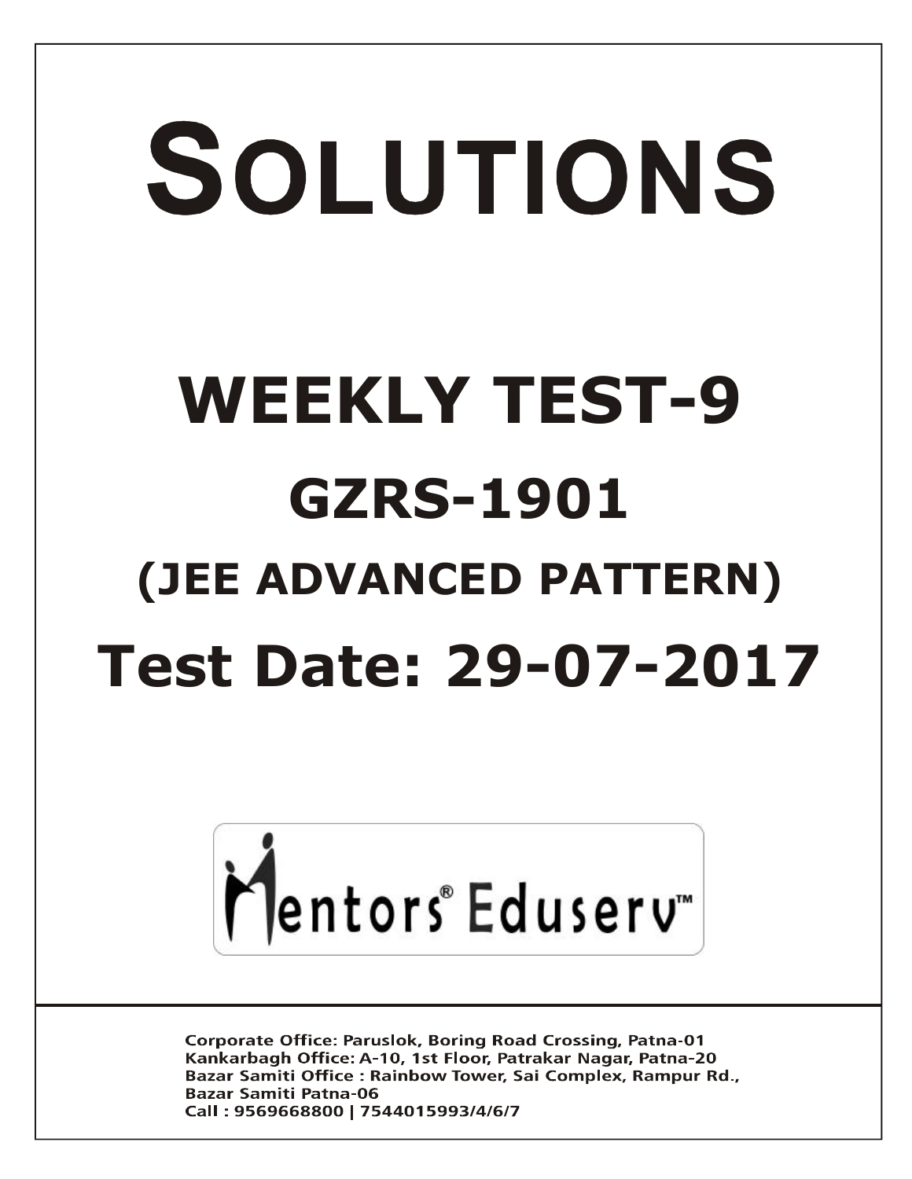# SOLUTIONS

# WEEKLY TEST-9

## GZRS-1901

## (JEE ADVANCED PATTERN)

# Test Date: 29-07-2017

Mentors® Eduserv™

Corporate Office: Paruslok, Boring Road Crossing, Patna-01
Kankarbagh Office: A-10, 1st Floor, Patrakar Nagar, Patna-20
Bazar Samiti Office : Rainbow Tower, Sai Complex, Rampur Rd., Bazar Samiti Patna-06
Call : 9569668800 | 7544015993/4/6/7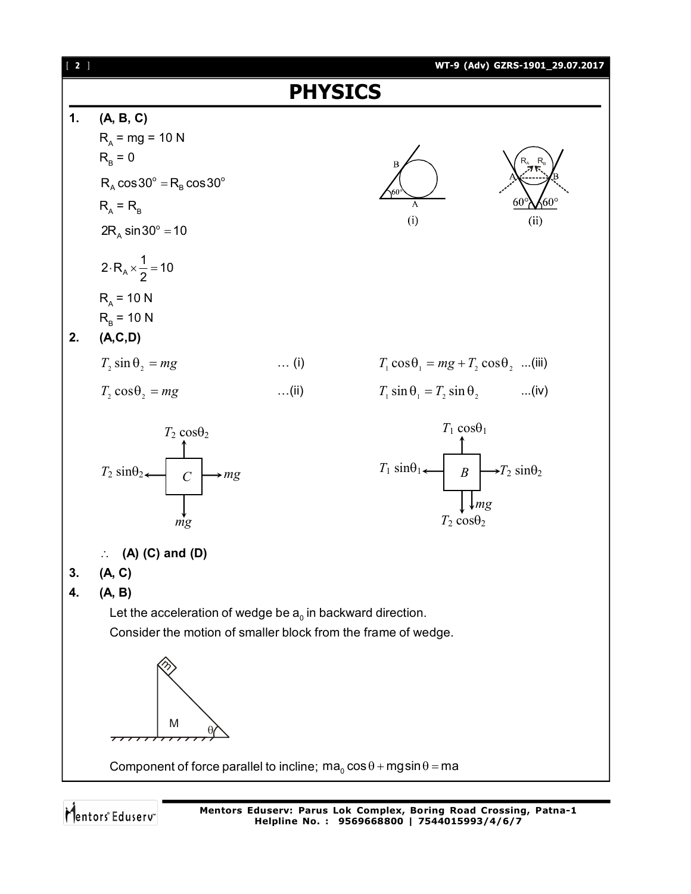# PHYSICS

**1.** **(A, B, C)**

$R_A = mg = 10\text{ N}$

$R_B = 0$

$R_A \cos 30^\circ = R_B \cos 30^\circ$

$R_A = R_B$

$2R_A \sin 30^\circ = 10$

$2 \cdot R_A \times \frac{1}{2} = 10$

$R_A = 10\text{ N}$

$R_B = 10\text{ N}$

(i) (ii)

**2.** **(A,C,D)**

$T_2 \sin\theta_2 = mg$ … (i)

$T_2 \cos\theta_2 = mg$ …(ii)

$T_1 \cos\theta_1 = mg + T_2 \cos\theta_2$ ...(iii)

$T_1 \sin\theta_1 = T_2 \sin\theta_2$ ...(iv)

$\therefore$ **(A) (C) and (D)**

**3.** **(A, C)**

**4.** **(A, B)**

Let the acceleration of wedge be $a_0$ in backward direction.

Consider the motion of smaller block from the frame of wedge.

Component of force parallel to incline; $ma_0 \cos\theta + mg\sin\theta = ma$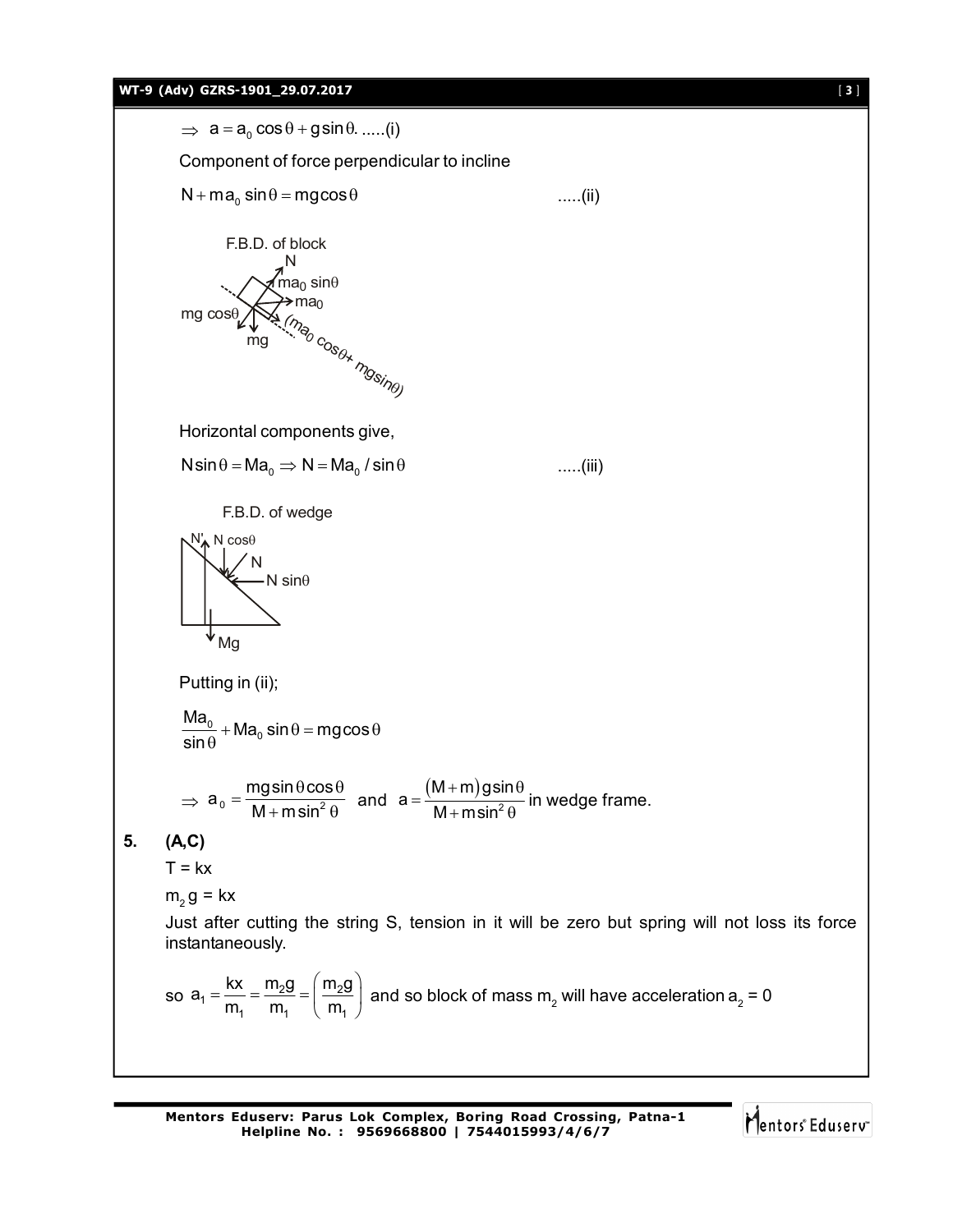$\Rightarrow \; a = a_0 \cos\theta + g\sin\theta$. .....(i)

Component of force perpendicular to incline

$N + ma_0 \sin\theta = mg\cos\theta$ .....(ii)

F.B.D. of block

Horizontal components give,

$N\sin\theta = Ma_0 \Rightarrow N = Ma_0 / \sin\theta$ .....(iii)

F.B.D. of wedge

Putting in (ii);

$$\frac{Ma_0}{\sin\theta} + Ma_0 \sin\theta = mg\cos\theta$$

$$\Rightarrow \; a_0 = \frac{mg\sin\theta\cos\theta}{M + m\sin^2\theta} \; \text{ and } \; a = \frac{(M+m)g\sin\theta}{M + m\sin^2\theta} \text{ in wedge frame.}$$

**5. (A,C)**

T = kx

$m_2 g = kx$

Just after cutting the string S, tension in it will be zero but spring will not loss its force instantaneously.

so $a_1 = \frac{kx}{m_1} = \frac{m_2 g}{m_1} = \left(\frac{m_2 g}{m_1}\right)$ and so block of mass $m_2$ will have acceleration $a_2 = 0$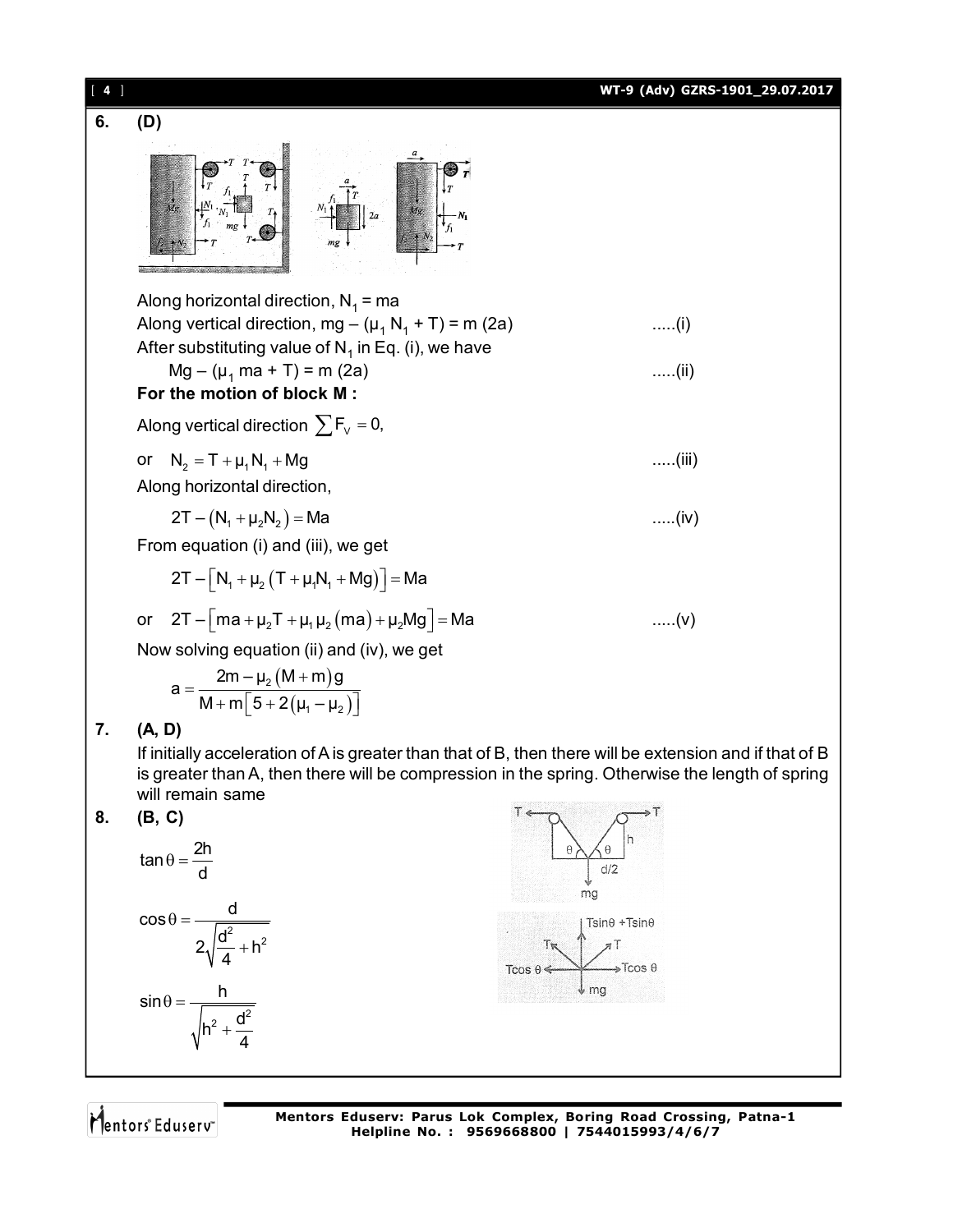**6. (D)**

Along horizontal direction, $N_1 = ma$

Along vertical direction, $mg - (\mu_1 N_1 + T) = m(2a)$ .....(i)

After substituting value of $N_1$ in Eq. (i), we have

$Mg - (\mu_1 ma + T) = m(2a)$ .....(ii)

**For the motion of block M :**

Along vertical direction $\sum F_V = 0$,

or $N_2 = T + \mu_1 N_1 + Mg$ .....(iii)

Along horizontal direction,

$2T - (N_1 + \mu_2 N_2) = Ma$ .....(iv)

From equation (i) and (iii), we get

$2T - [N_1 + \mu_2(T + \mu_1 N_1 + Mg)] = Ma$

or $2T - [ma + \mu_2 T + \mu_1 \mu_2(ma) + \mu_2 Mg] = Ma$ .....(v)

Now solving equation (ii) and (iv), we get

$$a = \frac{2m - \mu_2(M+m)g}{M + m[5 + 2(\mu_1 - \mu_2)]}$$

**7. (A, D)**

If initially acceleration of A is greater than that of B, then there will be extension and if that of B is greater than A, then there will be compression in the spring. Otherwise the length of spring will remain same

**8. (B, C)**

$$\tan\theta = \frac{2h}{d}$$

$$\cos\theta = \frac{d}{2\sqrt{\frac{d^2}{4} + h^2}}$$

$$\sin\theta = \frac{h}{\sqrt{h^2 + \frac{d^2}{4}}}$$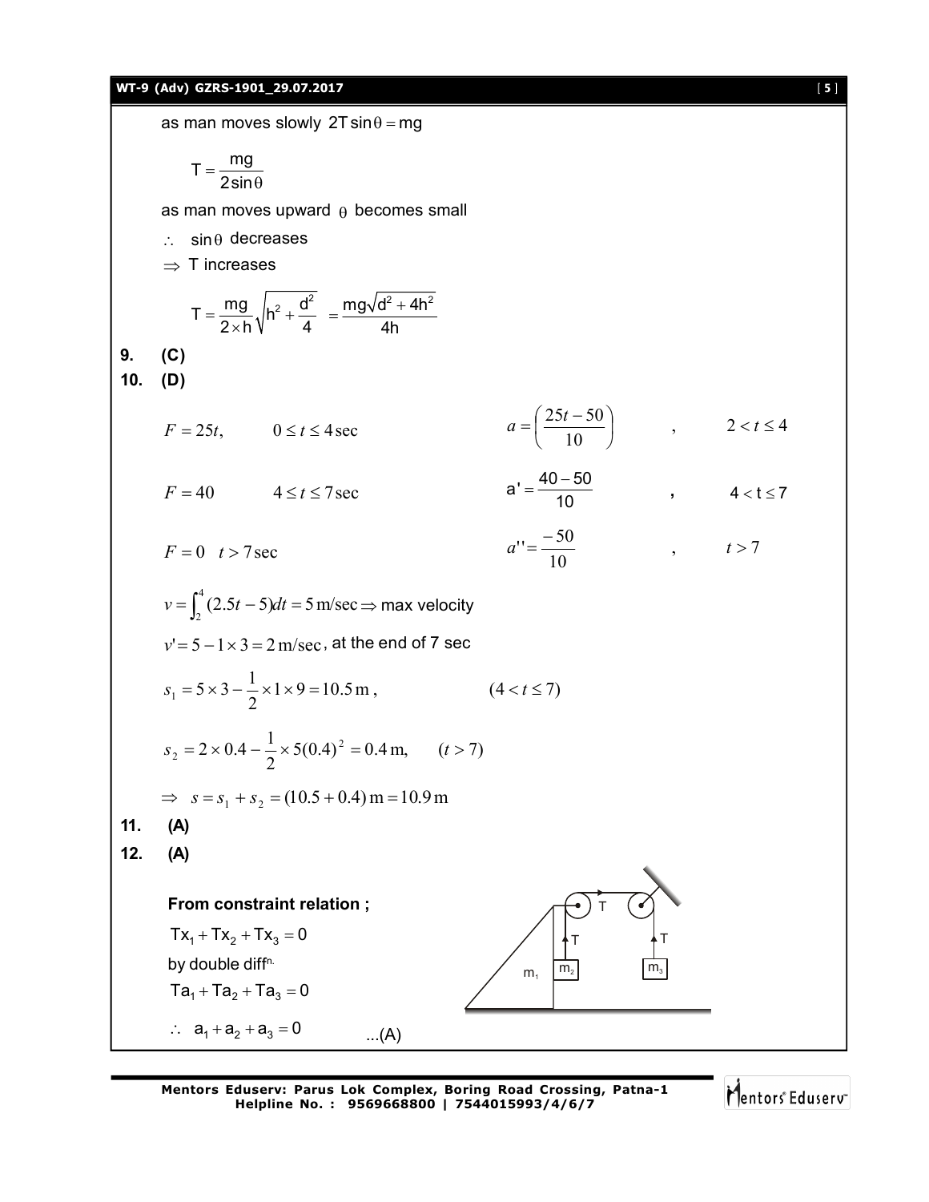as man moves slowly $2T\sin\theta = mg$

$$T = \frac{mg}{2\sin\theta}$$

as man moves upward $\theta$ becomes small

$\therefore$ $\sin\theta$ decreases

$\Rightarrow$ T increases

$$T = \frac{mg}{2\times h}\sqrt{h^2 + \frac{d^2}{4}} = \frac{mg\sqrt{d^2 + 4h^2}}{4h}$$

**9. (C)**

**10. (D)**

$F = 25t, \quad 0 \le t \le 4\,\text{sec}$ $\qquad a = \left(\frac{25t - 50}{10}\right), \quad 2 < t \le 4$

$F = 40 \quad 4 \le t \le 7\,\text{sec}$ $\qquad a' = \frac{40 - 50}{10}, \quad 4 < t \le 7$

$F = 0 \quad t > 7\,\text{sec}$ $\qquad a'' = \frac{-50}{10}, \quad t > 7$

$v = \int_2^4 (2.5t - 5)dt = 5\,\text{m/sec} \Rightarrow$ max velocity

$v' = 5 - 1\times 3 = 2\,\text{m/sec}$, at the end of 7 sec

$s_1 = 5\times 3 - \frac{1}{2}\times 1\times 9 = 10.5\,\text{m}, \qquad (4 < t \le 7)$

$s_2 = 2\times 0.4 - \frac{1}{2}\times 5(0.4)^2 = 0.4\,\text{m}, \qquad (t > 7)$

$\Rightarrow \quad s = s_1 + s_2 = (10.5 + 0.4)\,\text{m} = 10.9\,\text{m}$

**11. (A)**

**12. (A)**

**From constraint relation ;**

$Tx_1 + Tx_2 + Tx_3 = 0$

by double diff$^{n.}$

$Ta_1 + Ta_2 + Ta_3 = 0$

$\therefore \quad a_1 + a_2 + a_3 = 0 \qquad$ ...(A)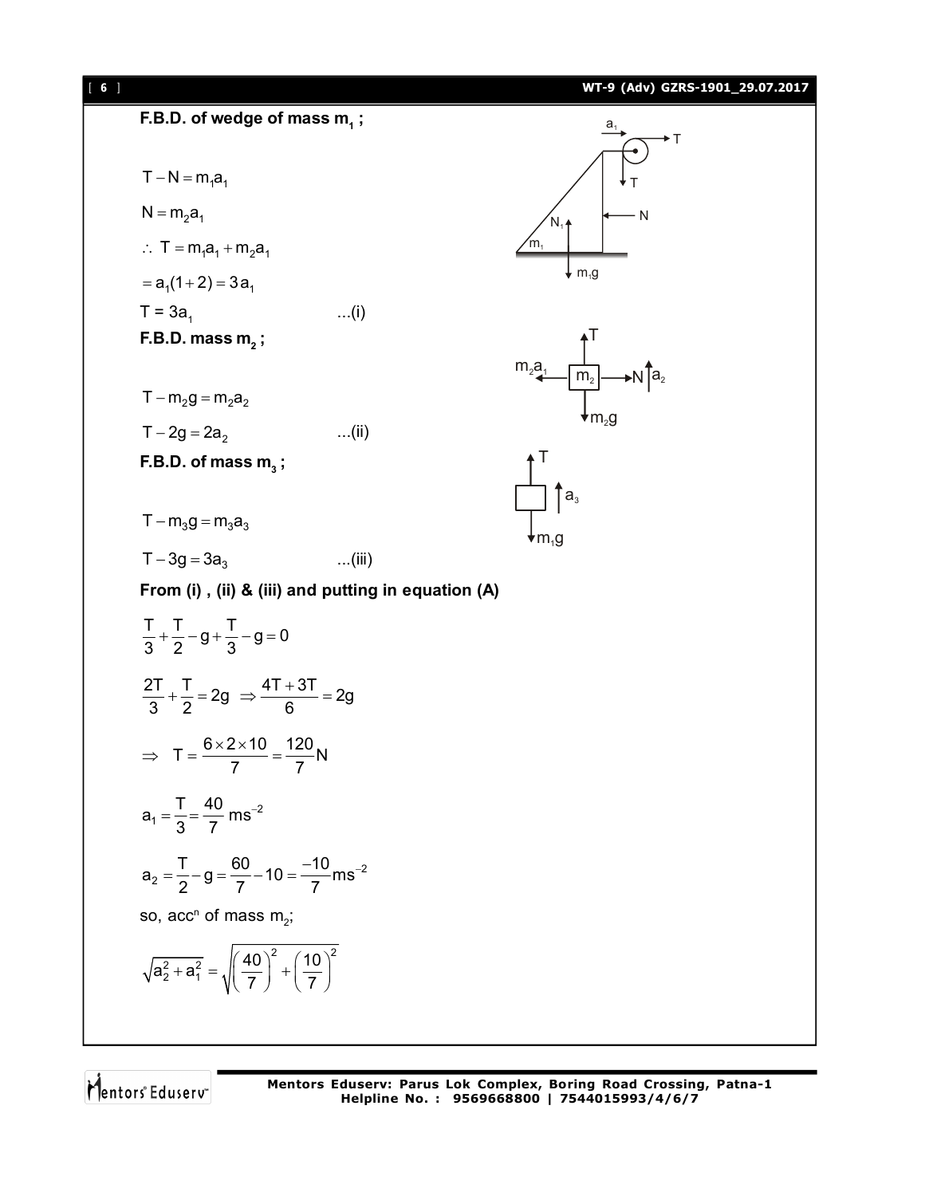**F.B.D. of wedge of mass $m_1$ ;**

$$T - N = m_1 a_1$$

$$N = m_2 a_1$$

$$\therefore\ T = m_1 a_1 + m_2 a_1$$

$$= a_1(1+2) = 3a_1$$

$$T = 3a_1 \qquad ...(i)$$

**F.B.D. mass $m_2$ ;**

$$T - m_2 g = m_2 a_2$$

$$T - 2g = 2a_2 \qquad ...(ii)$$

**F.B.D. of mass $m_3$ ;**

$$T - m_3 g = m_3 a_3$$

$$T - 3g = 3a_3 \qquad ...(iii)$$

**From (i) , (ii) & (iii) and putting in equation (A)**

$$\frac{T}{3} + \frac{T}{2} - g + \frac{T}{3} - g = 0$$

$$\frac{2T}{3} + \frac{T}{2} = 2g \ \Rightarrow \frac{4T + 3T}{6} = 2g$$

$$\Rightarrow \quad T = \frac{6 \times 2 \times 10}{7} = \frac{120}{7}\text{N}$$

$$a_1 = \frac{T}{3} = \frac{40}{7}\ \text{ms}^{-2}$$

$$a_2 = \frac{T}{2} - g = \frac{60}{7} - 10 = \frac{-10}{7}\text{ms}^{-2}$$

so, acc$^n$ of mass $m_2$;

$$\sqrt{a_2^2 + a_1^2} = \sqrt{\left(\frac{40}{7}\right)^2 + \left(\frac{10}{7}\right)^2}$$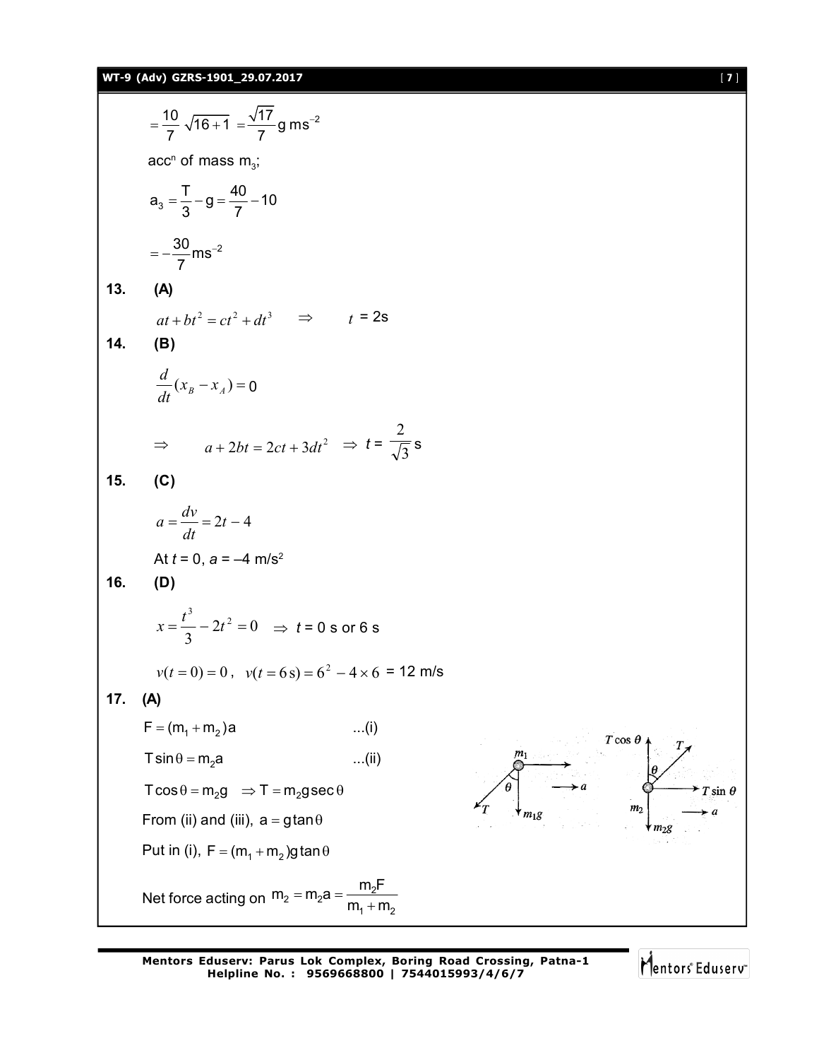$$= \frac{10}{7}\sqrt{16+1} = \frac{\sqrt{17}}{7}\text{g ms}^{-2}$$

acc$^n$ of mass $m_3$;

$$a_3 = \frac{T}{3} - g = \frac{40}{7} - 10$$

$$= -\frac{30}{7}\text{ms}^{-2}$$

**13. (A)**

$at + bt^2 = ct^2 + dt^3 \quad \Rightarrow \quad t = 2\text{s}$

**14. (B)**

$$\frac{d}{dt}(x_B - x_A) = 0$$

$$\Rightarrow \quad a + 2bt = 2ct + 3dt^2 \quad \Rightarrow t = \frac{2}{\sqrt{3}}\text{ s}$$

**15. (C)**

$$a = \frac{dv}{dt} = 2t - 4$$

At $t = 0$, $a = -4$ m/s$^2$

**16. (D)**

$$x = \frac{t^3}{3} - 2t^2 = 0 \quad \Rightarrow t = 0 \text{ s or } 6 \text{ s}$$

$v(t=0) = 0$, $v(t = 6\,\text{s}) = 6^2 - 4 \times 6 = 12$ m/s

**17. (A)**

$F = (m_1 + m_2)a$ ...(i)

$T\sin\theta = m_2 a$ ...(ii)

$T\cos\theta = m_2 g \quad \Rightarrow T = m_2 g\sec\theta$

From (ii) and (iii), $a = g\tan\theta$

Put in (i), $F = (m_1 + m_2)g\tan\theta$

Net force acting on $m_2 = m_2 a = \dfrac{m_2 F}{m_1 + m_2}$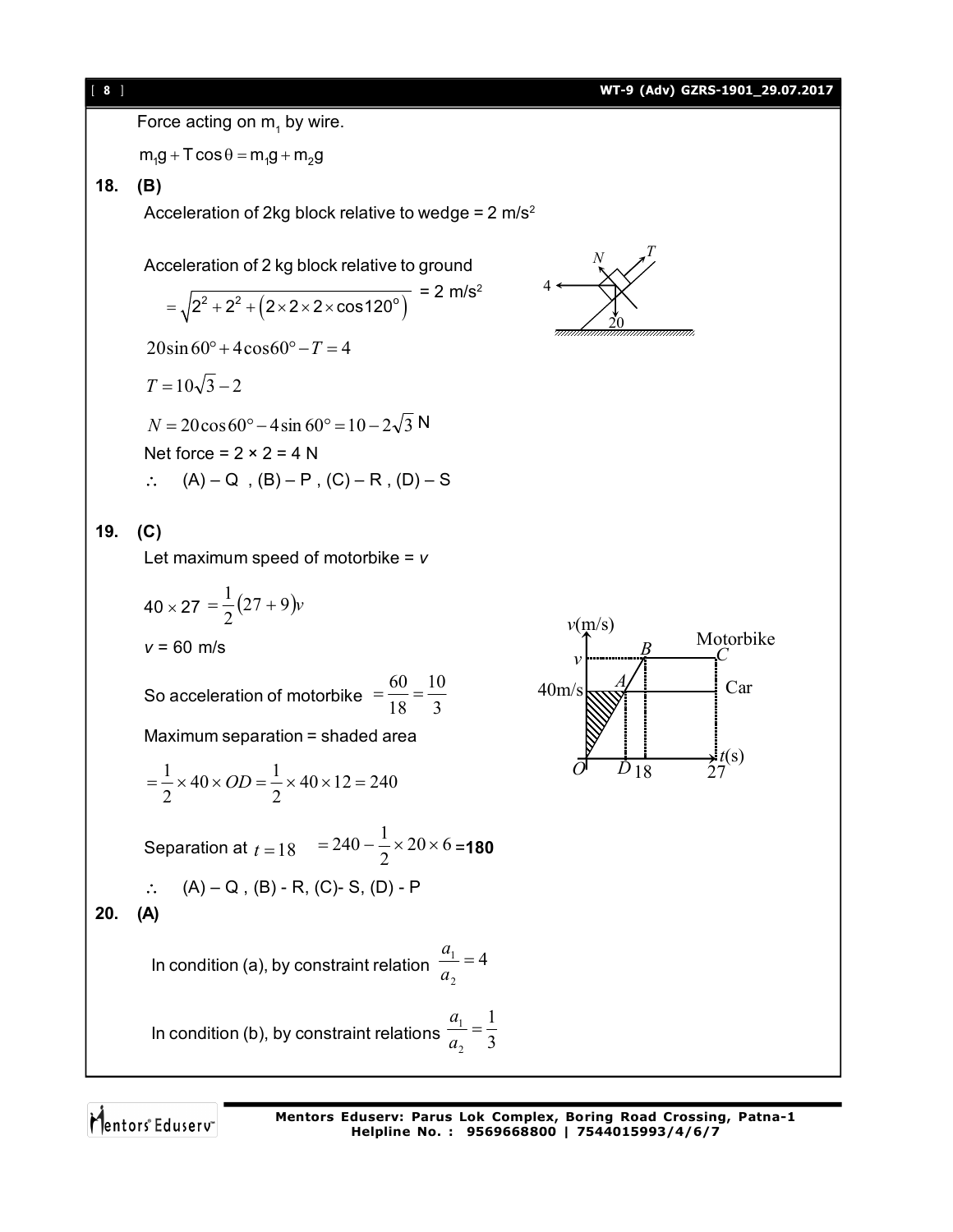Force acting on $m_1$ by wire.

$$m_1g + T\cos\theta = m_1g + m_2g$$

**18. (B)**

Acceleration of 2kg block relative to wedge = 2 m/s$^2$

Acceleration of 2 kg block relative to ground

$$= \sqrt{2^2 + 2^2 + \left(2\times2\times2\times\cos120^\circ\right)} = 2 \text{ m/s}^2$$

$$20\sin60^\circ + 4\cos60^\circ - T = 4$$

$$T = 10\sqrt{3} - 2$$

$$N = 20\cos60^\circ - 4\sin60^\circ = 10 - 2\sqrt{3} \text{ N}$$

Net force = 2 × 2 = 4 N

$\therefore$ (A) – Q , (B) – P , (C) – R , (D) – S

**19. (C)**

Let maximum speed of motorbike = $v$

$$40 \times 27 = \frac{1}{2}(27+9)v$$

$v$ = 60 m/s

So acceleration of motorbike $= \frac{60}{18} = \frac{10}{3}$

Maximum separation = shaded area

$$= \frac{1}{2}\times 40 \times OD = \frac{1}{2}\times 40\times 12 = 240$$

Separation at $t = 18$ $= 240 - \frac{1}{2}\times 20\times 6 =$ **180**

$\therefore$ (A) – Q , (B) - R, (C)- S, (D) - P

**20. (A)**

In condition (a), by constraint relation $\frac{a_1}{a_2} = 4$

In condition (b), by constraint relations $\frac{a_1}{a_2} = \frac{1}{3}$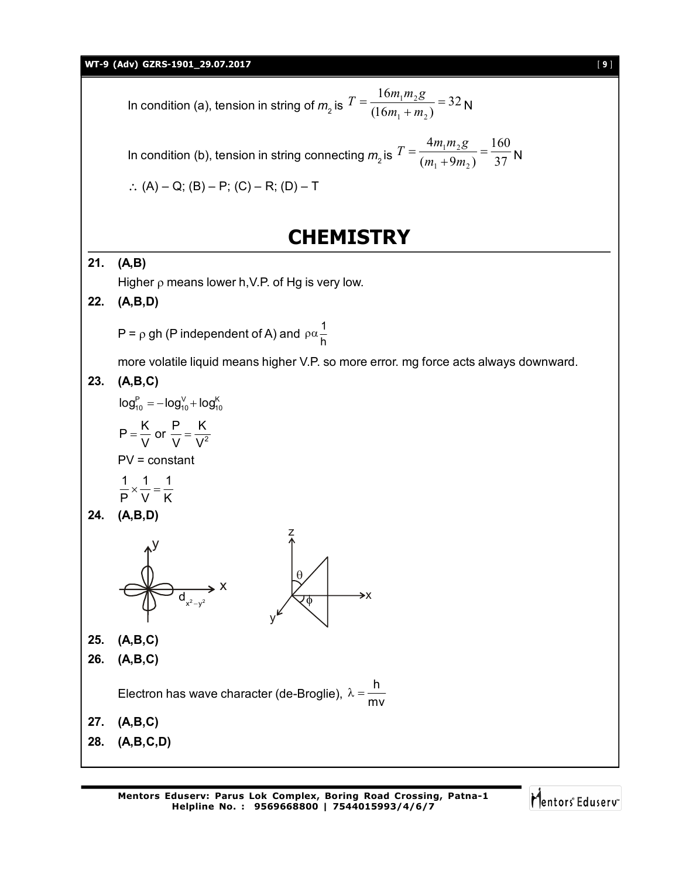In condition (a), tension in string of $m_2$ is $T = \dfrac{16m_1m_2g}{(16m_1+m_2)} = 32$ N

In condition (b), tension in string connecting $m_2$ is $T = \dfrac{4m_1m_2g}{(m_1+9m_2)} = \dfrac{160}{37}$ N

$\therefore$ (A) – Q; (B) – P; (C) – R; (D) – T

# CHEMISTRY

**21. (A,B)**

Higher $\rho$ means lower h, V.P. of Hg is very low.

**22. (A,B,D)**

P = $\rho$ gh (P independent of A) and $\rho \alpha \dfrac{1}{h}$

more volatile liquid means higher V.P. so more error. mg force acts always downward.

**23. (A,B,C)**

$\log_{10}^{P} = -\log_{10}^{V} + \log_{10}^{K}$

$P = \dfrac{K}{V}$ or $\dfrac{P}{V} = \dfrac{K}{V^2}$

PV = constant

$\dfrac{1}{P} \times \dfrac{1}{V} = \dfrac{1}{K}$

**24. (A,B,D)**

$d_{x^2-y^2}$

**25. (A,B,C)**

**26. (A,B,C)**

Electron has wave character (de-Broglie), $\lambda = \dfrac{h}{mv}$

**27. (A,B,C)**

**28. (A,B,C,D)**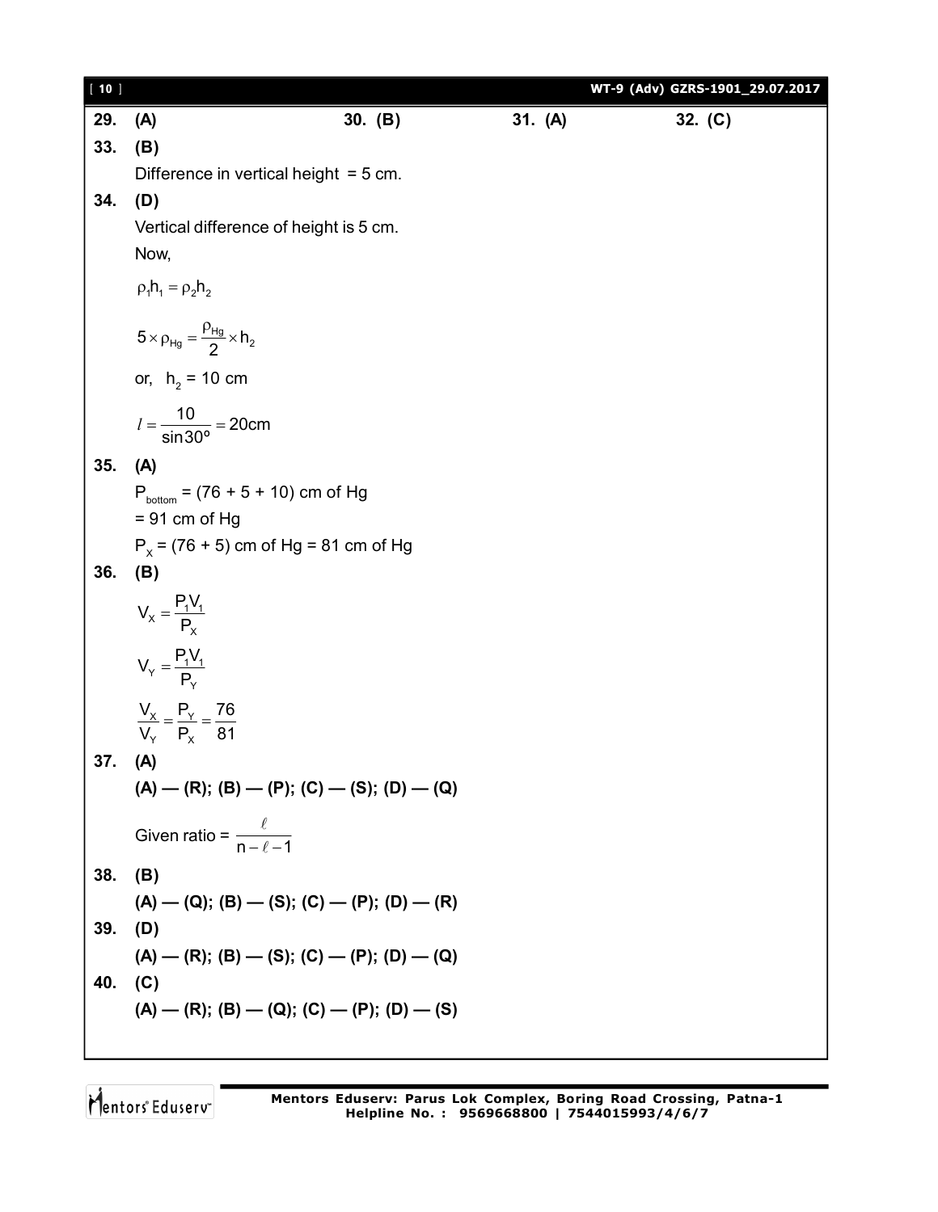**29. (A)** **30. (B)** **31. (A)** **32. (C)**

**33. (B)**

Difference in vertical height = 5 cm.

**34. (D)**

Vertical difference of height is 5 cm.

Now,

$$\rho_1 h_1 = \rho_2 h_2$$

$$5 \times \rho_{Hg} = \frac{\rho_{Hg}}{2} \times h_2$$

or, $h_2 = 10$ cm

$$l = \frac{10}{\sin 30^\circ} = 20\text{cm}$$

**35. (A)**

$P_{bottom} = (76 + 5 + 10)$ cm of Hg

$= 91$ cm of Hg

$P_X = (76 + 5)$ cm of Hg $= 81$ cm of Hg

**36. (B)**

$$V_X = \frac{P_1 V_1}{P_X}$$

$$V_Y = \frac{P_1 V_1}{P_Y}$$

$$\frac{V_X}{V_Y} = \frac{P_Y}{P_X} = \frac{76}{81}$$

**37. (A)**

**(A) — (R); (B) — (P); (C) — (S); (D) — (Q)**

Given ratio = $\frac{\ell}{n - \ell - 1}$

**38. (B)**

**(A) — (Q); (B) — (S); (C) — (P); (D) — (R)**

**39. (D)**

**(A) — (R); (B) — (S); (C) — (P); (D) — (Q)**

**40. (C)**

**(A) — (R); (B) — (Q); (C) — (P); (D) — (S)**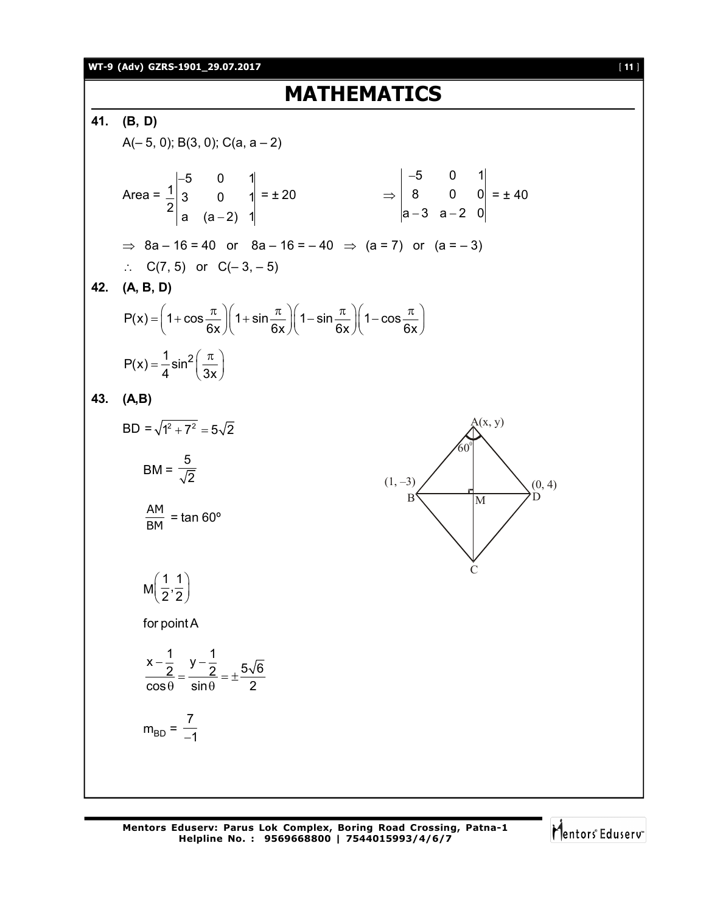# MATHEMATICS

**41. (B, D)**

A(– 5, 0); B(3, 0); C(a, a – 2)

$$\text{Area} = \frac{1}{2}\begin{vmatrix} -5 & 0 & 1 \\ 3 & 0 & 1 \\ a & (a-2) & 1 \end{vmatrix} = \pm 20 \qquad \Rightarrow \begin{vmatrix} -5 & 0 & 1 \\ 8 & 0 & 0 \\ a-3 & a-2 & 0 \end{vmatrix} = \pm 40$$

$\Rightarrow$ 8a – 16 = 40 or 8a – 16 = – 40 $\Rightarrow$ (a = 7) or (a = – 3)

$\therefore$ C(7, 5) or C(– 3, – 5)

**42. (A, B, D)**

$$P(x) = \left(1+\cos\frac{\pi}{6x}\right)\left(1+\sin\frac{\pi}{6x}\right)\left(1-\sin\frac{\pi}{6x}\right)\left(1-\cos\frac{\pi}{6x}\right)$$

$$P(x) = \frac{1}{4}\sin^2\left(\frac{\pi}{3x}\right)$$

**43. (A,B)**

$$BD = \sqrt{1^2+7^2} = 5\sqrt{2}$$

$$BM = \frac{5}{\sqrt{2}}$$

$$\frac{AM}{BM} = \tan 60^\circ$$

$$M\left(\frac{1}{2},\frac{1}{2}\right)$$

for point A

$$\frac{x-\frac{1}{2}}{\cos\theta} = \frac{y-\frac{1}{2}}{\sin\theta} = \pm\frac{5\sqrt{6}}{2}$$

$$m_{BD} = \frac{7}{-1}$$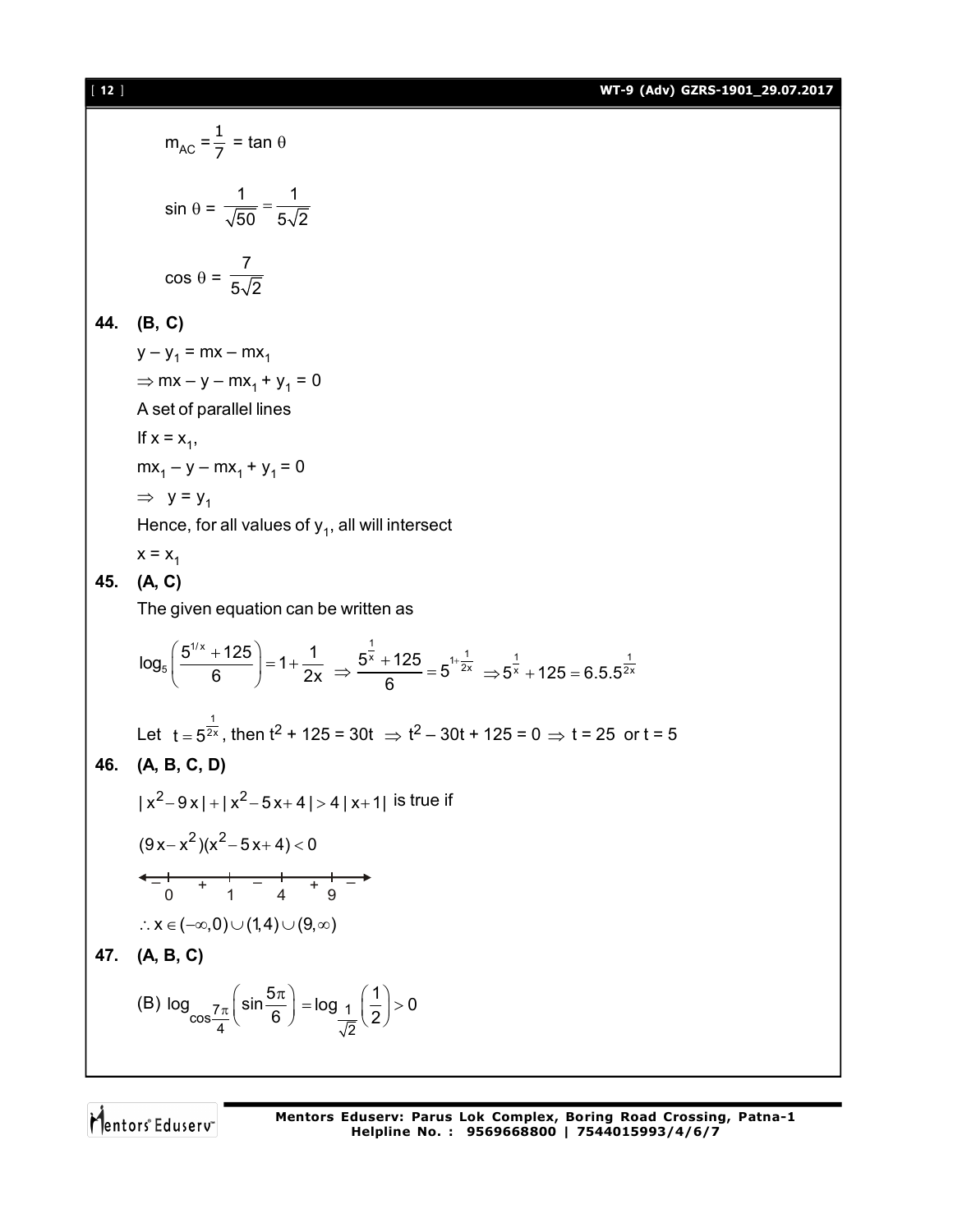$m_{AC} = \frac{1}{7} = \tan\theta$

$\sin\theta = \frac{1}{\sqrt{50}} = \frac{1}{5\sqrt{2}}$

$\cos\theta = \frac{7}{5\sqrt{2}}$

**44. (B, C)**

$y - y_1 = mx - mx_1$

$\Rightarrow mx - y - mx_1 + y_1 = 0$

A set of parallel lines

If $x = x_1$,

$mx_1 - y - mx_1 + y_1 = 0$

$\Rightarrow \; y = y_1$

Hence, for all values of $y_1$, all will intersect

$x = x_1$

**45. (A, C)**

The given equation can be written as

$$\log_5\left(\frac{5^{1/x} + 125}{6}\right) = 1 + \frac{1}{2x} \Rightarrow \frac{5^{\frac{1}{x}} + 125}{6} = 5^{1+\frac{1}{2x}} \Rightarrow 5^{\frac{1}{x}} + 125 = 6.5.5^{\frac{1}{2x}}$$

Let $t = 5^{\frac{1}{2x}}$, then $t^2 + 125 = 30t \Rightarrow t^2 - 30t + 125 = 0 \Rightarrow t = 25$ or $t = 5$

**46. (A, B, C, D)**

$|x^2 - 9x| + |x^2 - 5x + 4| > 4|x + 1|$ is true if

$(9x - x^2)(x^2 - 5x + 4) < 0$

Sign scheme: $-$ 0 $+$ 1 $-$ 4 $+$ 9 $-$

$\therefore x \in (-\infty, 0) \cup (1, 4) \cup (9, \infty)$

**47. (A, B, C)**

(B) $\log_{\cos\frac{7\pi}{4}}\left(\sin\frac{5\pi}{6}\right) = \log_{\frac{1}{\sqrt{2}}}\left(\frac{1}{2}\right) > 0$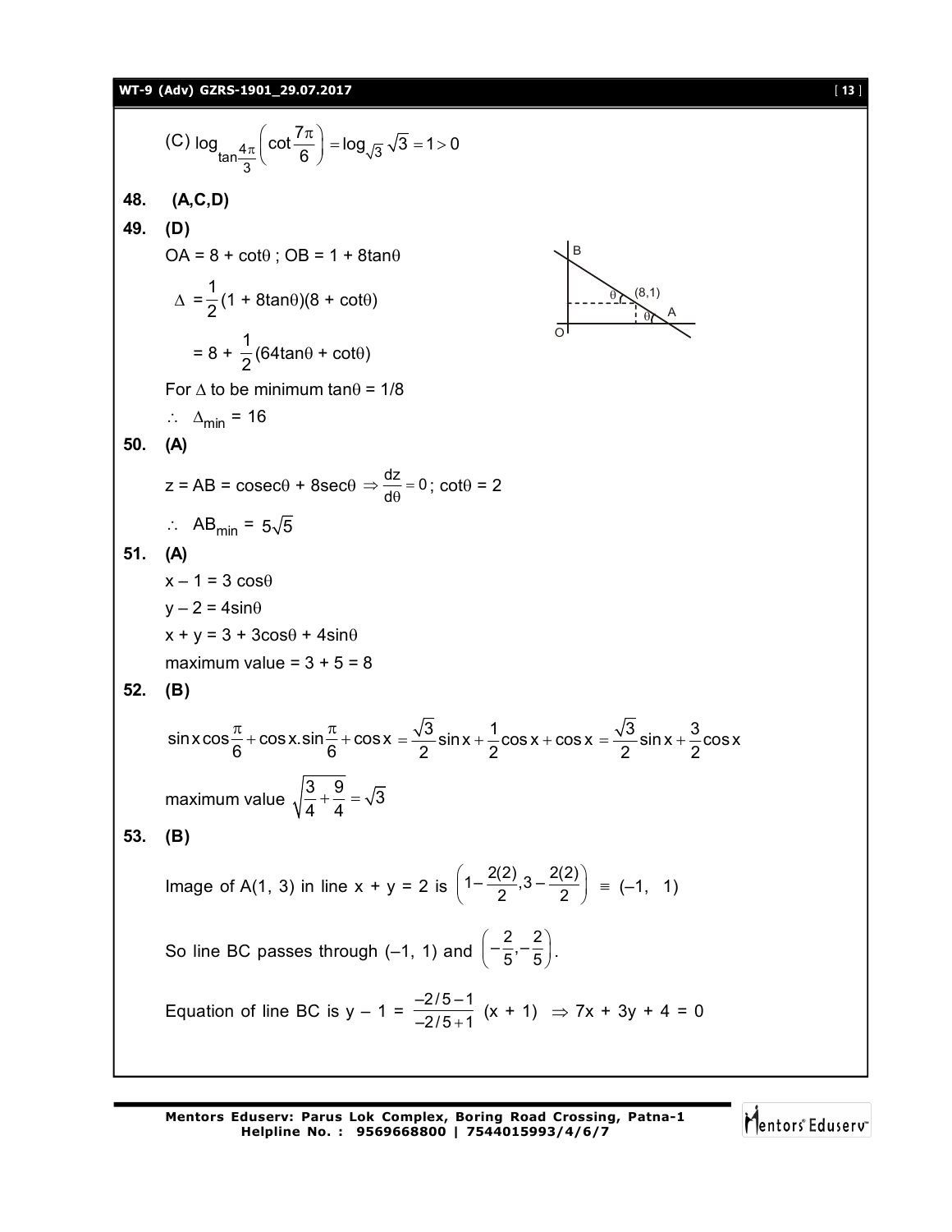(C) $\log_{\tan\frac{4\pi}{3}}\left(\cot\frac{7\pi}{6}\right) = \log_{\sqrt{3}}\sqrt{3} = 1 > 0$

**48. (A,C,D)**

**49. (D)**

OA = 8 + cotθ ; OB = 1 + 8tanθ

$\Delta = \frac{1}{2}(1 + 8\tan\theta)(8 + \cot\theta)$

$= 8 + \frac{1}{2}(64\tan\theta + \cot\theta)$

For Δ to be minimum tanθ = 1/8

$\therefore \ \Delta_{min} = 16$

**50. (A)**

$z = AB = \text{cosec}\theta + 8\sec\theta \Rightarrow \frac{dz}{d\theta} = 0$; $\cot\theta = 2$

$\therefore \ AB_{min} = 5\sqrt{5}$

**51. (A)**

$x - 1 = 3\cos\theta$

$y - 2 = 4\sin\theta$

$x + y = 3 + 3\cos\theta + 4\sin\theta$

maximum value = 3 + 5 = 8

**52. (B)**

$\sin x\cos\frac{\pi}{6} + \cos x.\sin\frac{\pi}{6} + \cos x = \frac{\sqrt{3}}{2}\sin x + \frac{1}{2}\cos x + \cos x = \frac{\sqrt{3}}{2}\sin x + \frac{3}{2}\cos x$

maximum value $\sqrt{\frac{3}{4} + \frac{9}{4}} = \sqrt{3}$

**53. (B)**

Image of A(1, 3) in line x + y = 2 is $\left(1 - \frac{2(2)}{2}, 3 - \frac{2(2)}{2}\right) \equiv (-1, \ 1)$

So line BC passes through (–1, 1) and $\left(-\frac{2}{5}, -\frac{2}{5}\right)$.

Equation of line BC is $y - 1 = \frac{-2/5 - 1}{-2/5 + 1}(x + 1) \Rightarrow 7x + 3y + 4 = 0$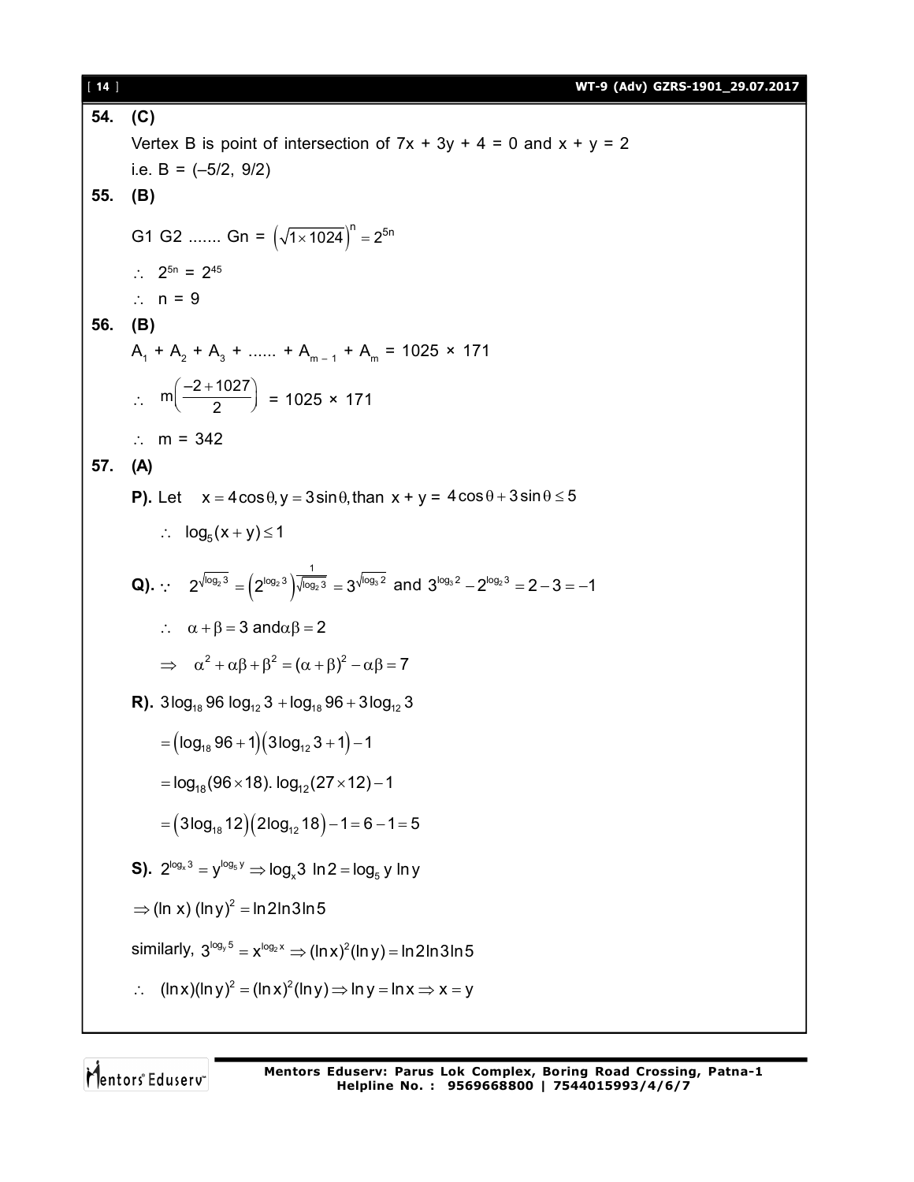**54. (C)**

Vertex B is point of intersection of 7x + 3y + 4 = 0 and x + y = 2

i.e. B = (–5/2, 9/2)

**55. (B)**

G1 G2 ....... Gn = $\left(\sqrt{1\times 1024}\right)^n = 2^{5n}$

$\therefore\ 2^{5n} = 2^{45}$

$\therefore\ n = 9$

**56. (B)**

$A_1 + A_2 + A_3 + ...... + A_{m-1} + A_m = 1025 \times 171$

$\therefore\ m\left(\dfrac{-2+1027}{2}\right) = 1025 \times 171$

$\therefore\ m = 342$

**57. (A)**

**P).** Let $x = 4\cos\theta, y = 3\sin\theta$, than $x + y = 4\cos\theta + 3\sin\theta \le 5$

$\therefore\ \log_5(x+y) \le 1$

**Q).** $\because\ 2^{\sqrt{\log_2 3}} = \left(2^{\log_2 3}\right)^{\frac{1}{\sqrt{\log_2 3}}} = 3^{\sqrt{\log_3 2}}$ and $3^{\log_3 2} - 2^{\log_2 3} = 2 - 3 = -1$

$\therefore\ \alpha + \beta = 3$ and $\alpha\beta = 2$

$\Rightarrow\ \alpha^2 + \alpha\beta + \beta^2 = (\alpha+\beta)^2 - \alpha\beta = 7$

**R).** $3\log_{18} 96\ \log_{12} 3 + \log_{18} 96 + 3\log_{12} 3$

$= \left(\log_{18} 96 + 1\right)\left(3\log_{12} 3 + 1\right) - 1$

$= \log_{18}(96\times 18).\ \log_{12}(27\times 12) - 1$

$= \left(3\log_{18} 12\right)\left(2\log_{12} 18\right) - 1 = 6 - 1 = 5$

**S).** $2^{\log_x 3} = y^{\log_5 y} \Rightarrow \log_x 3\ \ln 2 = \log_5 y\ \ln y$

$\Rightarrow (\ln x)\ (\ln y)^2 = \ln 2 \ln 3 \ln 5$

similarly, $3^{\log_y 5} = x^{\log_2 x} \Rightarrow (\ln x)^2 (\ln y) = \ln 2 \ln 3 \ln 5$

$\therefore\ (\ln x)(\ln y)^2 = (\ln x)^2(\ln y) \Rightarrow \ln y = \ln x \Rightarrow x = y$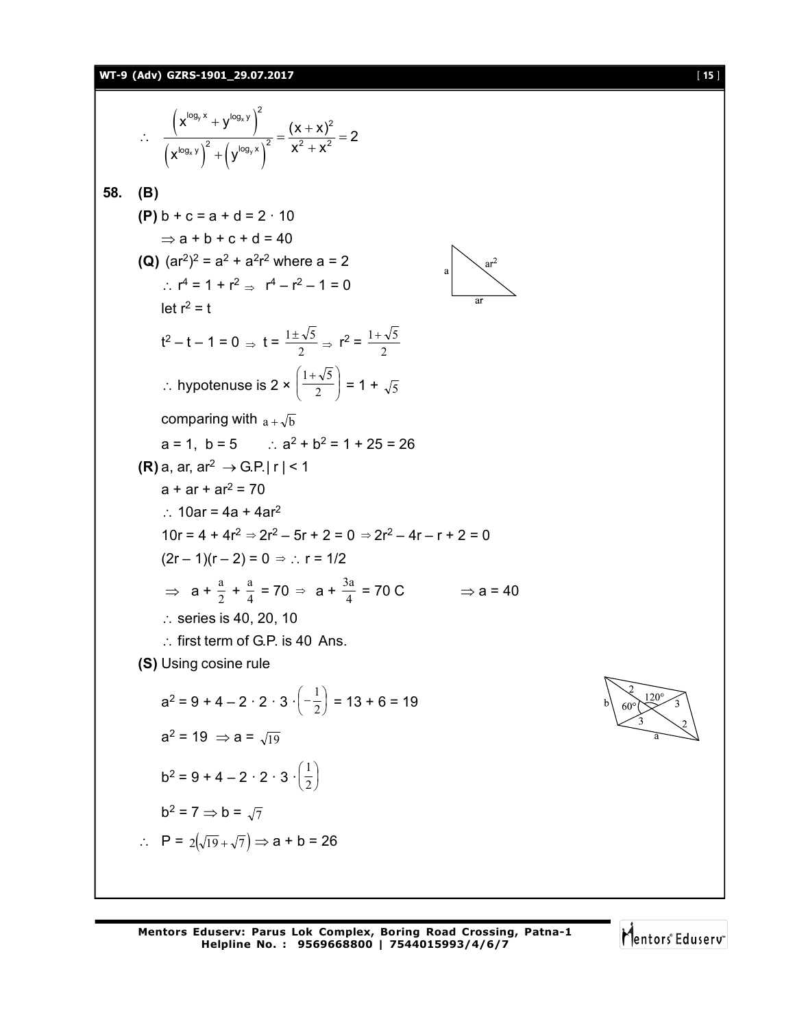$$\therefore \quad \frac{\left(x^{\log_y x} + y^{\log_x y}\right)^2}{\left(x^{\log_x y}\right)^2 + \left(y^{\log_y x}\right)^2} = \frac{(x+x)^2}{x^2 + x^2} = 2$$

**58. (B)**

**(P)** $b + c = a + d = 2 \cdot 10$

$\Rightarrow a + b + c + d = 40$

**(Q)** $(ar^2)^2 = a^2 + a^2r^2$ where $a = 2$

$\therefore r^4 = 1 + r^2 \Rightarrow r^4 - r^2 - 1 = 0$

let $r^2 = t$

$t^2 - t - 1 = 0 \Rightarrow t = \frac{1 \pm \sqrt{5}}{2} \Rightarrow r^2 = \frac{1+\sqrt{5}}{2}$

$\therefore$ hypotenuse is $2 \times \left(\frac{1+\sqrt{5}}{2}\right) = 1 + \sqrt{5}$

comparing with $a + \sqrt{b}$

$a = 1,\ b = 5 \qquad \therefore a^2 + b^2 = 1 + 25 = 26$

**(R)** $a, ar, ar^2 \rightarrow$ G.P. $|r| < 1$

$a + ar + ar^2 = 70$

$\therefore 10ar = 4a + 4ar^2$

$10r = 4 + 4r^2 \Rightarrow 2r^2 - 5r + 2 = 0 \Rightarrow 2r^2 - 4r - r + 2 = 0$

$(2r - 1)(r - 2) = 0 \Rightarrow \therefore r = 1/2$

$\Rightarrow a + \frac{a}{2} + \frac{a}{4} = 70 \Rightarrow a + \frac{3a}{4} = 70$ C $\qquad \Rightarrow a = 40$

$\therefore$ series is 40, 20, 10

$\therefore$ first term of G.P. is 40 Ans.

**(S)** Using cosine rule

$a^2 = 9 + 4 - 2 \cdot 2 \cdot 3 \cdot \left(-\frac{1}{2}\right) = 13 + 6 = 19$

$a^2 = 19 \Rightarrow a = \sqrt{19}$

$b^2 = 9 + 4 - 2 \cdot 2 \cdot 3 \cdot \left(\frac{1}{2}\right)$

$b^2 = 7 \Rightarrow b = \sqrt{7}$

$\therefore \quad P = 2\left(\sqrt{19} + \sqrt{7}\right) \Rightarrow a + b = 26$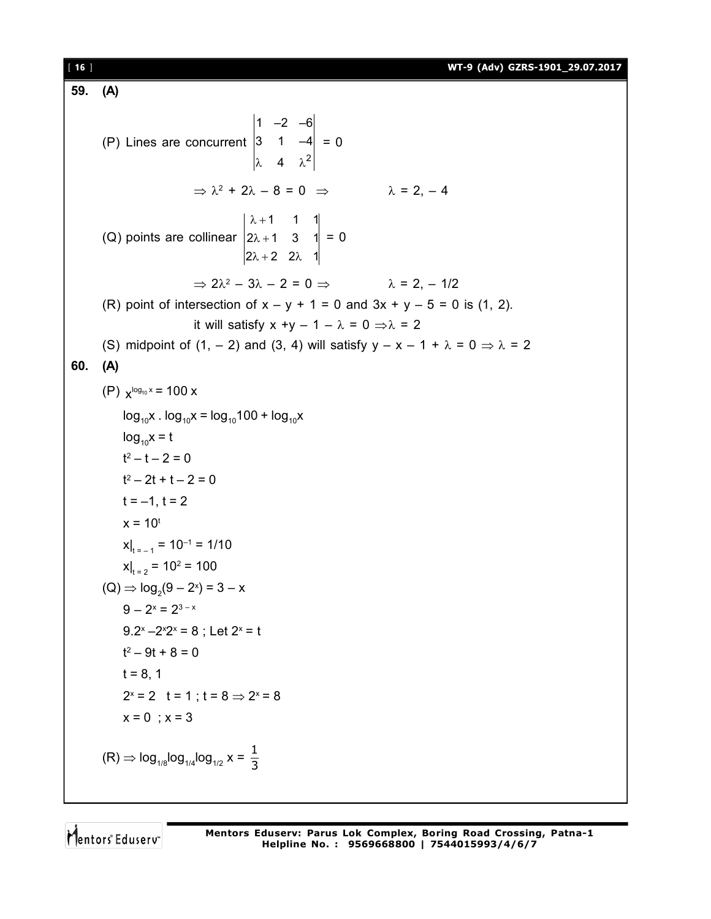**59. (A)**

(P) Lines are concurrent $\begin{vmatrix} 1 & -2 & -6 \\ 3 & 1 & -4 \\ \lambda & 4 & \lambda^2 \end{vmatrix} = 0$

$\Rightarrow \lambda^2 + 2\lambda - 8 = 0 \Rightarrow \quad \lambda = 2, -4$

(Q) points are collinear $\begin{vmatrix} \lambda+1 & 1 & 1 \\ 2\lambda+1 & 3 & 1 \\ 2\lambda+2 & 2\lambda & 1 \end{vmatrix} = 0$

$\Rightarrow 2\lambda^2 - 3\lambda - 2 = 0 \Rightarrow \quad \lambda = 2, -1/2$

(R) point of intersection of $x - y + 1 = 0$ and $3x + y - 5 = 0$ is $(1, 2)$.

it will satisfy $x + y - 1 - \lambda = 0 \Rightarrow \lambda = 2$

(S) midpoint of $(1, -2)$ and $(3, 4)$ will satisfy $y - x - 1 + \lambda = 0 \Rightarrow \lambda = 2$

**60. (A)**

(P) $x^{\log_{10} x} = 100\,x$

$\log_{10}x \cdot \log_{10}x = \log_{10}100 + \log_{10}x$

$\log_{10}x = t$

$t^2 - t - 2 = 0$

$t^2 - 2t + t - 2 = 0$

$t = -1, t = 2$

$x = 10^t$

$x|_{t=-1} = 10^{-1} = 1/10$

$x|_{t=2} = 10^2 = 100$

(Q) $\Rightarrow \log_2(9 - 2^x) = 3 - x$

$9 - 2^x = 2^{3-x}$

$9.2^x - 2^x 2^x = 8$ ; Let $2^x = t$

$t^2 - 9t + 8 = 0$

$t = 8, 1$

$2^x = 2 \quad t = 1$ ; $t = 8 \Rightarrow 2^x = 8$

$x = 0$ ; $x = 3$

(R) $\Rightarrow \log_{1/8}\log_{1/4}\log_{1/2} x = \frac{1}{3}$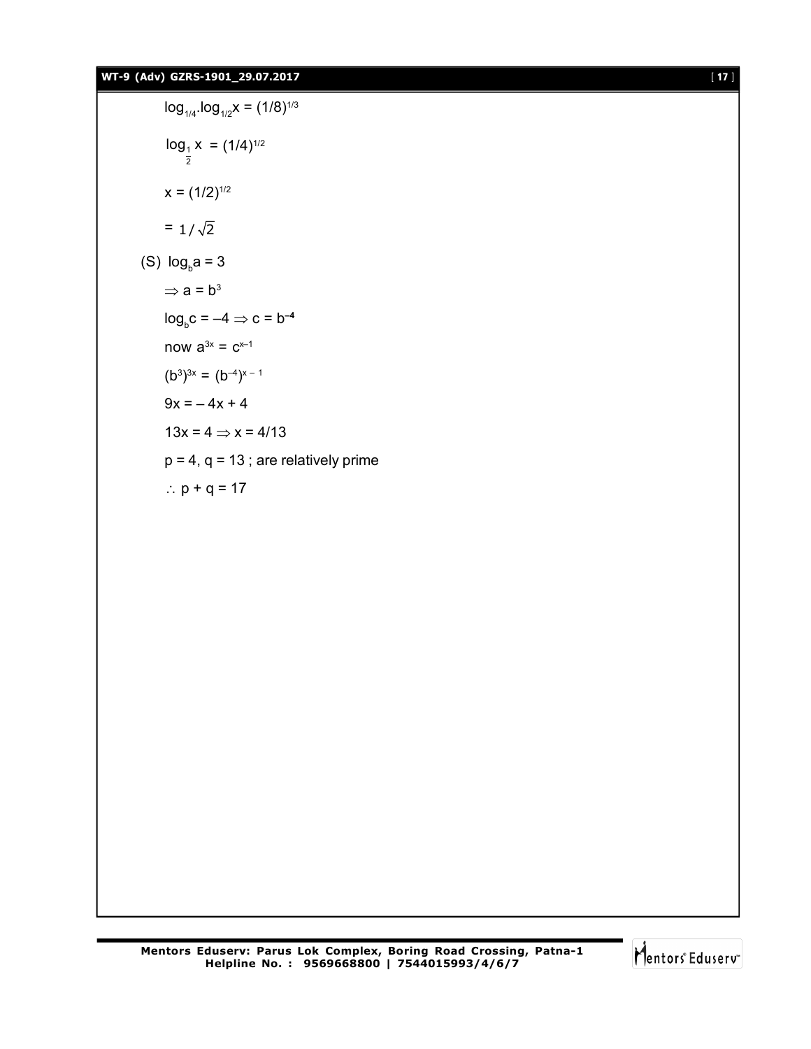$\log_{1/4}.\log_{1/2}x = (1/8)^{1/3}$

$\log_{\frac{1}{2}} x = (1/4)^{1/2}$

$x = (1/2)^{1/2}$

$= 1/\sqrt{2}$

(S) $\log_b a = 3$

$\Rightarrow a = b^3$

$\log_b c = -4 \Rightarrow c = b^{-4}$

now $a^{3x} = c^{x-1}$

$(b^3)^{3x} = (b^{-4})^{x-1}$

$9x = -4x + 4$

$13x = 4 \Rightarrow x = 4/13$

$p = 4$, $q = 13$ ; are relatively prime

$\therefore p + q = 17$